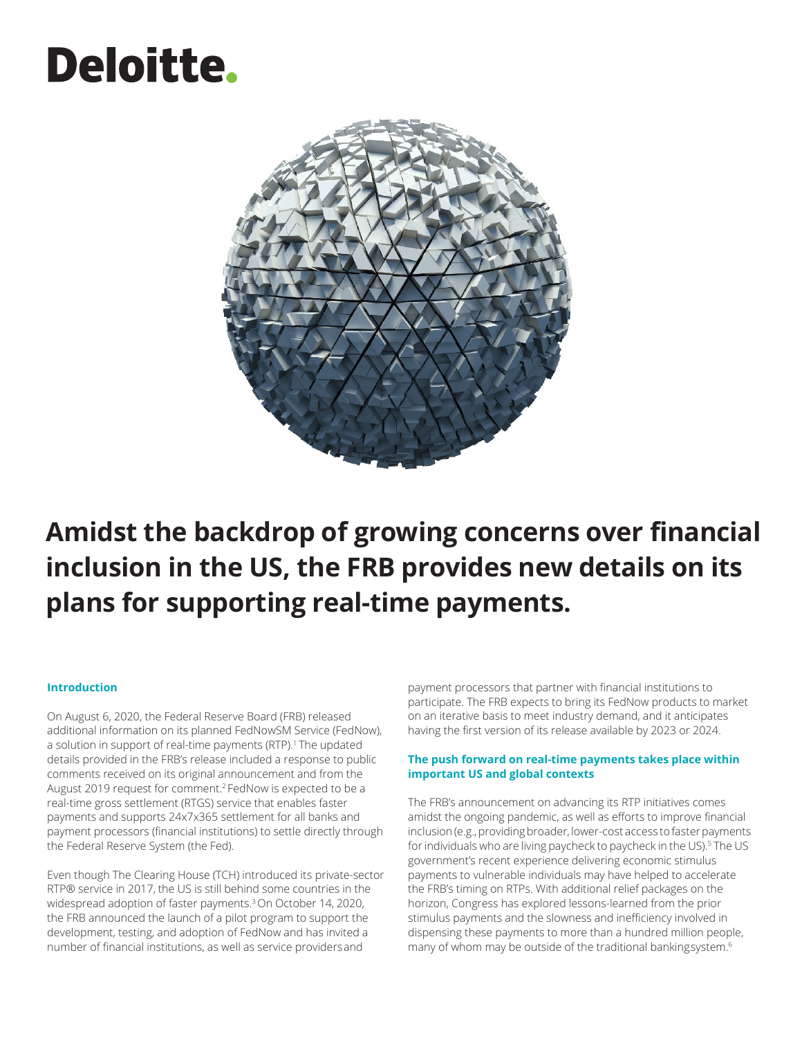# Amidst the backdrop of growing concerns over financial inclusion in the US, the FRB provides new details on its plans for supporting real-time payments.

## Introduction

On August 6, 2020, the Federal Reserve Board (FRB) released additional information on its planned FedNowSM Service (FedNow), a solution in support of real-time payments (RTP).[1] The updated details provided in the FRB's release included a response to public comments received on its original announcement and from the August 2019 request for comment.[2] FedNow is expected to be a real-time gross settlement (RTGS) service that enables faster payments and supports 24x7x365 settlement for all banks and payment processors (financial institutions) to settle directly through the Federal Reserve System (the Fed).

Even though The Clearing House (TCH) introduced its private-sector RTP® service in 2017, the US is still behind some countries in the widespread adoption of faster payments.[3] On October 14, 2020, the FRB announced the launch of a pilot program to support the development, testing, and adoption of FedNow and has invited a number of financial institutions, as well as service providers and payment processors that partner with financial institutions to participate. The FRB expects to bring its FedNow products to market on an iterative basis to meet industry demand, and it anticipates having the first version of its release available by 2023 or 2024.

## The push forward on real-time payments takes place within important US and global contexts

The FRB's announcement on advancing its RTP initiatives comes amidst the ongoing pandemic, as well as efforts to improve financial inclusion (e.g., providing broader, lower-cost access to faster payments for individuals who are living paycheck to paycheck in the US).[5] The US government's recent experience delivering economic stimulus payments to vulnerable individuals may have helped to accelerate the FRB's timing on RTPs. With additional relief packages on the horizon, Congress has explored lessons-learned from the prior stimulus payments and the slowness and inefficiency involved in dispensing these payments to more than a hundred million people, many of whom may be outside of the traditional banking system.[6]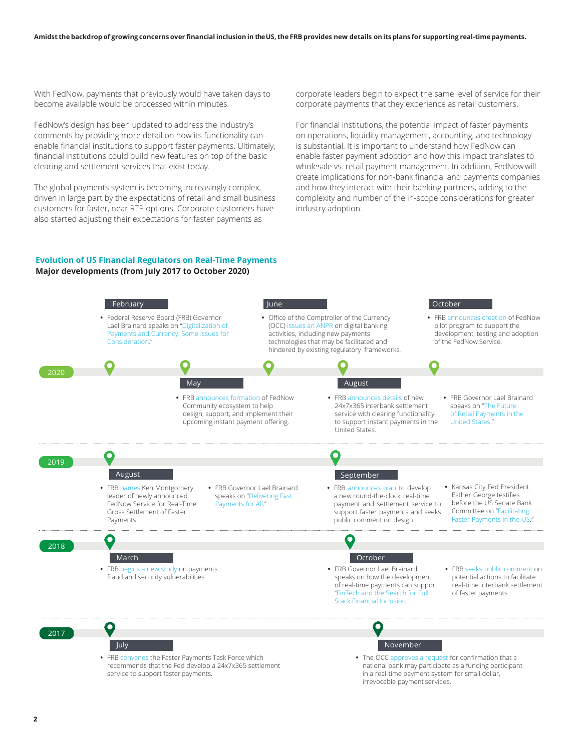**Amidst the backdrop of growing concerns over financial inclusion in the US, the FRB provides new details on its plans for supporting real-time payments.**

With FedNow, payments that previously would have taken days to become available would be processed within minutes.

FedNow's design has been updated to address the industry's comments by providing more detail on how its functionality can enable financial institutions to support faster payments. Ultimately, financial institutions could build new features on top of the basic clearing and settlement services that exist today.

The global payments system is becoming increasingly complex, driven in large part by the expectations of retail and small business customers for faster, near RTP options. Corporate customers have also started adjusting their expectations for faster payments as corporate leaders begin to expect the same level of service for their corporate payments that they experience as retail customers.

For financial institutions, the potential impact of faster payments on operations, liquidity management, accounting, and technology is substantial. It is important to understand how FedNow can enable faster payment adoption and how this impact translates to wholesale vs. retail payment management. In addition, FedNow will create implications for non-bank financial and payments companies and how they interact with their banking partners, adding to the complexity and number of the in-scope considerations for greater industry adoption.

## Evolution of US Financial Regulators on Real-Time Payments

**Major developments (from July 2017 to October 2020)**

### 2020

**February**
- Federal Reserve Board (FRB) Governor Lael Brainard speaks on "Digitalization of Payments and Currency: Some Issues for Consideration."

**May**
- FRB announces formation of FedNow Community ecosystem to help design, support, and implement their upcoming instant payment offering.

**June**
- Office of the Comptroller of the Currency (OCC) issues an ANPR on digital banking activities, including new payments technologies that may be facilitated and hindered by existing regulatory frameworks.

**August**
- FRB announces details of new 24x7x365 interbank settlement service with clearing functionality to support instant payments in the United States.
- FRB Governor Lael Brainard speaks on "The Future of Retail Payments in the United States."

**October**
- FRB announces creation of FedNow pilot program to support the development, testing and adoption of the FedNow Service.

### 2019

**August**
- FRB names Ken Montgomery leader of newly announced FedNow Service for Real-Time Gross Settlement of Faster Payments.
- FRB Governor Lael Brainard speaks on "Delivering Fast Payments for All."

**September**
- FRB announces plan to develop a new round-the-clock real-time payment and settlement service to support faster payments and seeks public comment on design.
- Kansas City Fed President Esther George testifies before the US Senate Bank Committee on "Facilitating Faster Payments in the US."

### 2018

**March**
- FRB begins a new study on payments fraud and security vulnerabilities.

**October**
- FRB Governor Lael Brainard speaks on how the development of real-time payments can support "FinTech and the Search for Full Stack Financial Inclusion."
- FRB seeks public comment on potential actions to facilitate real-time interbank settlement of faster payments.

### 2017

**July**
- FRB convenes the Faster Payments Task Force which recommends that the Fed develop a 24x7x365 settlement service to support faster payments.

**November**
- The OCC approves a request for confirmation that a national bank may participate as a funding participant in a real-time payment system for small dollar, irrevocable payment services.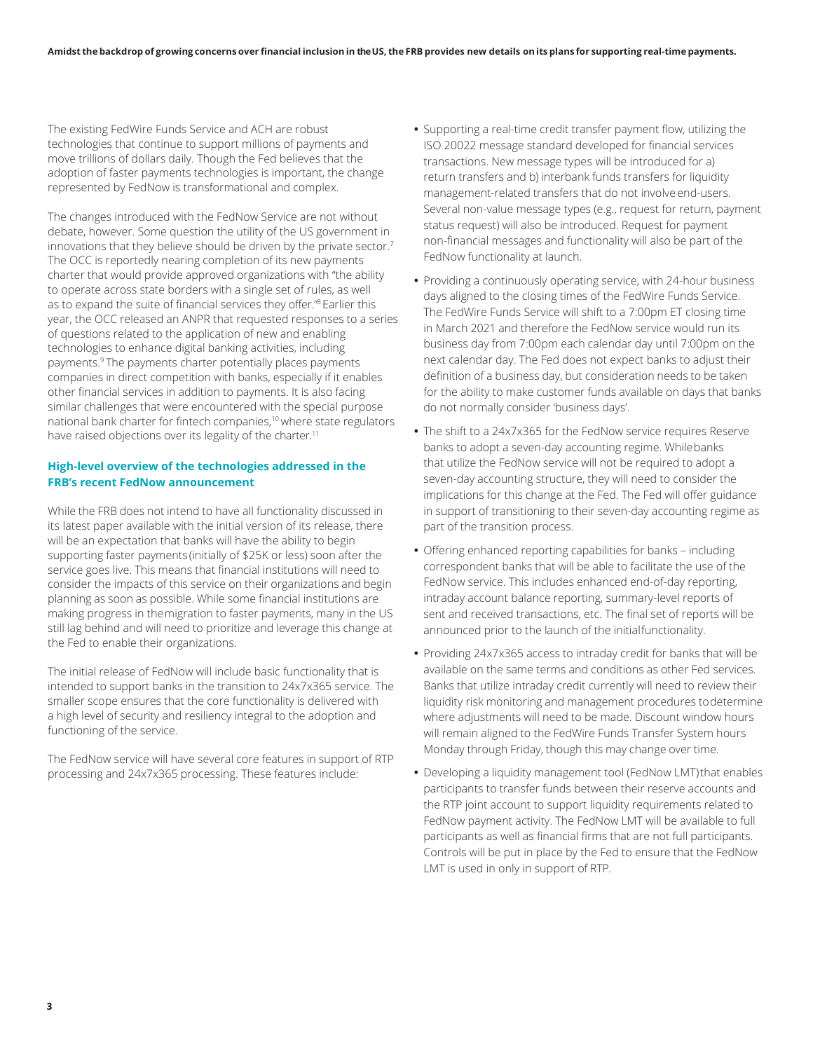The existing FedWire Funds Service and ACH are robust technologies that continue to support millions of payments and move trillions of dollars daily. Though the Fed believes that the adoption of faster payments technologies is important, the change represented by FedNow is transformational and complex.

The changes introduced with the FedNow Service are not without debate, however. Some question the utility of the US government in innovations that they believe should be driven by the private sector.[7] The OCC is reportedly nearing completion of its new payments charter that would provide approved organizations with "the ability to operate across state borders with a single set of rules, as well as to expand the suite of financial services they offer."[8] Earlier this year, the OCC released an ANPR that requested responses to a series of questions related to the application of new and enabling technologies to enhance digital banking activities, including payments.[9] The payments charter potentially places payments companies in direct competition with banks, especially if it enables other financial services in addition to payments. It is also facing similar challenges that were encountered with the special purpose national bank charter for fintech companies,[10] where state regulators have raised objections over its legality of the charter.[11]

## High-level overview of the technologies addressed in the FRB's recent FedNow announcement

While the FRB does not intend to have all functionality discussed in its latest paper available with the initial version of its release, there will be an expectation that banks will have the ability to begin supporting faster payments (initially of $25K or less) soon after the service goes live. This means that financial institutions will need to consider the impacts of this service on their organizations and begin planning as soon as possible. While some financial institutions are making progress in the migration to faster payments, many in the US still lag behind and will need to prioritize and leverage this change at the Fed to enable their organizations.

The initial release of FedNow will include basic functionality that is intended to support banks in the transition to 24x7x365 service. The smaller scope ensures that the core functionality is delivered with a high level of security and resiliency integral to the adoption and functioning of the service.

The FedNow service will have several core features in support of RTP processing and 24x7x365 processing. These features include:

- Supporting a real-time credit transfer payment flow, utilizing the ISO 20022 message standard developed for financial services transactions. New message types will be introduced for a) return transfers and b) interbank funds transfers for liquidity management-related transfers that do not involve end-users. Several non-value message types (e.g., request for return, payment status request) will also be introduced. Request for payment non-financial messages and functionality will also be part of the FedNow functionality at launch.
- Providing a continuously operating service, with 24-hour business days aligned to the closing times of the FedWire Funds Service. The FedWire Funds Service will shift to a 7:00pm ET closing time in March 2021 and therefore the FedNow service would run its business day from 7:00pm each calendar day until 7:00pm on the next calendar day. The Fed does not expect banks to adjust their definition of a business day, but consideration needs to be taken for the ability to make customer funds available on days that banks do not normally consider 'business days'.
- The shift to a 24x7x365 for the FedNow service requires Reserve banks to adopt a seven-day accounting regime. While banks that utilize the FedNow service will not be required to adopt a seven-day accounting structure, they will need to consider the implications for this change at the Fed. The Fed will offer guidance in support of transitioning to their seven-day accounting regime as part of the transition process.
- Offering enhanced reporting capabilities for banks – including correspondent banks that will be able to facilitate the use of the FedNow service. This includes enhanced end-of-day reporting, intraday account balance reporting, summary-level reports of sent and received transactions, etc. The final set of reports will be announced prior to the launch of the initial functionality.
- Providing 24x7x365 access to intraday credit for banks that will be available on the same terms and conditions as other Fed services. Banks that utilize intraday credit currently will need to review their liquidity risk monitoring and management procedures to determine where adjustments will need to be made. Discount window hours will remain aligned to the FedWire Funds Transfer System hours Monday through Friday, though this may change over time.
- Developing a liquidity management tool (FedNow LMT) that enables participants to transfer funds between their reserve accounts and the RTP joint account to support liquidity requirements related to FedNow payment activity. The FedNow LMT will be available to full participants as well as financial firms that are not full participants. Controls will be put in place by the Fed to ensure that the FedNow LMT is used in only in support of RTP.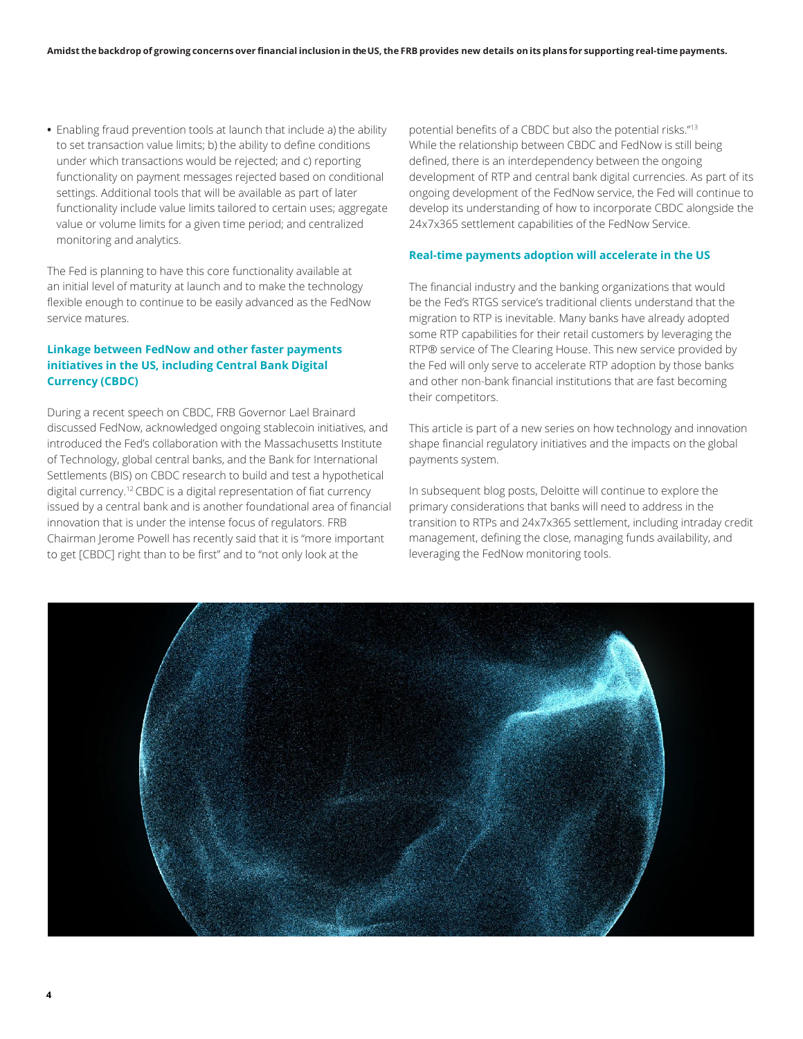- Enabling fraud prevention tools at launch that include a) the ability to set transaction value limits; b) the ability to define conditions under which transactions would be rejected; and c) reporting functionality on payment messages rejected based on conditional settings. Additional tools that will be available as part of later functionality include value limits tailored to certain uses; aggregate value or volume limits for a given time period; and centralized monitoring and analytics.

The Fed is planning to have this core functionality available at an initial level of maturity at launch and to make the technology flexible enough to continue to be easily advanced as the FedNow service matures.

### Linkage between FedNow and other faster payments initiatives in the US, including Central Bank Digital Currency (CBDC)

During a recent speech on CBDC, FRB Governor Lael Brainard discussed FedNow, acknowledged ongoing stablecoin initiatives, and introduced the Fed's collaboration with the Massachusetts Institute of Technology, global central banks, and the Bank for International Settlements (BIS) on CBDC research to build and test a hypothetical digital currency.[12] CBDC is a digital representation of fiat currency issued by a central bank and is another foundational area of financial innovation that is under the intense focus of regulators. FRB Chairman Jerome Powell has recently said that it is "more important to get [CBDC] right than to be first" and to "not only look at the potential benefits of a CBDC but also the potential risks."[13] While the relationship between CBDC and FedNow is still being defined, there is an interdependency between the ongoing development of RTP and central bank digital currencies. As part of its ongoing development of the FedNow service, the Fed will continue to develop its understanding of how to incorporate CBDC alongside the 24x7x365 settlement capabilities of the FedNow Service.

### Real-time payments adoption will accelerate in the US

The financial industry and the banking organizations that would be the Fed's RTGS service's traditional clients understand that the migration to RTP is inevitable. Many banks have already adopted some RTP capabilities for their retail customers by leveraging the RTP® service of The Clearing House. This new service provided by the Fed will only serve to accelerate RTP adoption by those banks and other non-bank financial institutions that are fast becoming their competitors.

This article is part of a new series on how technology and innovation shape financial regulatory initiatives and the impacts on the global payments system.

In subsequent blog posts, Deloitte will continue to explore the primary considerations that banks will need to address in the transition to RTPs and 24x7x365 settlement, including intraday credit management, defining the close, managing funds availability, and leveraging the FedNow monitoring tools.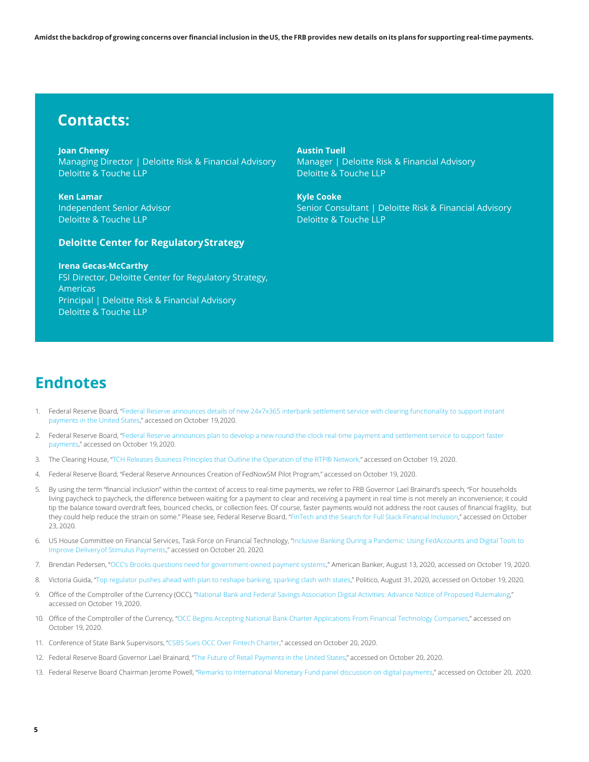Amidst the backdrop of growing concerns over financial inclusion in the US, the FRB provides new details on its plans for supporting real-time payments.

## Contacts:

**Joan Cheney**
Managing Director | Deloitte Risk & Financial Advisory
Deloitte & Touche LLP

**Ken Lamar**
Independent Senior Advisor
Deloitte & Touche LLP

**Austin Tuell**
Manager | Deloitte Risk & Financial Advisory
Deloitte & Touche LLP

**Kyle Cooke**
Senior Consultant | Deloitte Risk & Financial Advisory
Deloitte & Touche LLP

### Deloitte Center for Regulatory Strategy

**Irena Gecas-McCarthy**
FSI Director, Deloitte Center for Regulatory Strategy, Americas
Principal | Deloitte Risk & Financial Advisory
Deloitte & Touche LLP

## Endnotes

1. Federal Reserve Board, "Federal Reserve announces details of new 24x7x365 interbank settlement service with clearing functionality to support instant payments in the United States," accessed on October 19, 2020.
2. Federal Reserve Board, "Federal Reserve announces plan to develop a new round-the-clock real-time payment and settlement service to support faster payments," accessed on October 19, 2020.
3. The Clearing House, "TCH Releases Business Principles that Outline the Operation of the RTP® Network," accessed on October 19, 2020.
4. Federal Reserve Board, "Federal Reserve Announces Creation of FedNowSM Pilot Program," accessed on October 19, 2020.
5. By using the term "financial inclusion" within the context of access to real-time payments, we refer to FRB Governor Lael Brainard's speech, "For households living paycheck to paycheck, the difference between waiting for a payment to clear and receiving a payment in real time is not merely an inconvenience; it could tip the balance toward overdraft fees, bounced checks, or collection fees. Of course, faster payments would not address the root causes of financial fragility, but they could help reduce the strain on some." Please see, Federal Reserve Board, "FinTech and the Search for Full Stack Financial Inclusion," accessed on October 23, 2020.
6. US House Committee on Financial Services, Task Force on Financial Technology, "Inclusive Banking During a Pandemic: Using FedAccounts and Digital Tools to Improve Delivery of Stimulus Payments," accessed on October 20, 2020.
7. Brendan Pedersen, "OCC's Brooks questions need for government-owned payment systems," American Banker, August 13, 2020, accessed on October 19, 2020.
8. Victoria Guida, "Top regulator pushes ahead with plan to reshape banking, sparking clash with states," Politico, August 31, 2020, accessed on October 19, 2020.
9. Office of the Comptroller of the Currency (OCC), "National Bank and Federal Savings Association Digital Activities: Advance Notice of Proposed Rulemaking," accessed on October 19, 2020.
10. Office of the Comptroller of the Currency, "OCC Begins Accepting National Bank Charter Applications From Financial Technology Companies," accessed on October 19, 2020.
11. Conference of State Bank Supervisors, "CSBS Sues OCC Over Fintech Charter," accessed on October 20, 2020.
12. Federal Reserve Board Governor Lael Brainard, "The Future of Retail Payments in the United States," accessed on October 20, 2020.
13. Federal Reserve Board Chairman Jerome Powell, "Remarks to International Monetary Fund panel discussion on digital payments," accessed on October 20, 2020.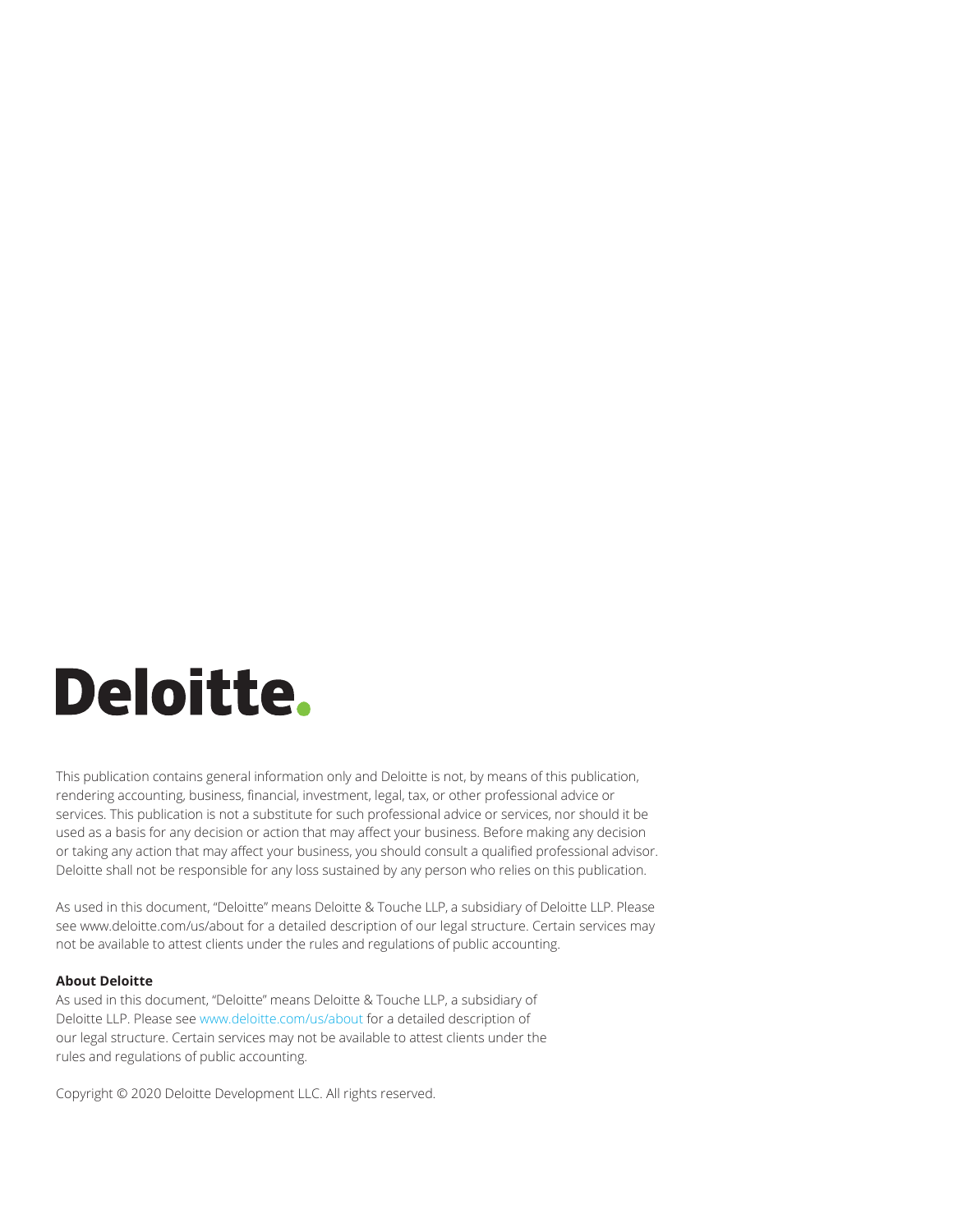Deloitte.

This publication contains general information only and Deloitte is not, by means of this publication, rendering accounting, business, financial, investment, legal, tax, or other professional advice or services. This publication is not a substitute for such professional advice or services, nor should it be used as a basis for any decision or action that may affect your business. Before making any decision or taking any action that may affect your business, you should consult a qualified professional advisor. Deloitte shall not be responsible for any loss sustained by any person who relies on this publication.

As used in this document, "Deloitte" means Deloitte & Touche LLP, a subsidiary of Deloitte LLP. Please see www.deloitte.com/us/about for a detailed description of our legal structure. Certain services may not be available to attest clients under the rules and regulations of public accounting.

**About Deloitte**

As used in this document, "Deloitte" means Deloitte & Touche LLP, a subsidiary of Deloitte LLP. Please see www.deloitte.com/us/about for a detailed description of our legal structure. Certain services may not be available to attest clients under the rules and regulations of public accounting.

Copyright © 2020 Deloitte Development LLC. All rights reserved.